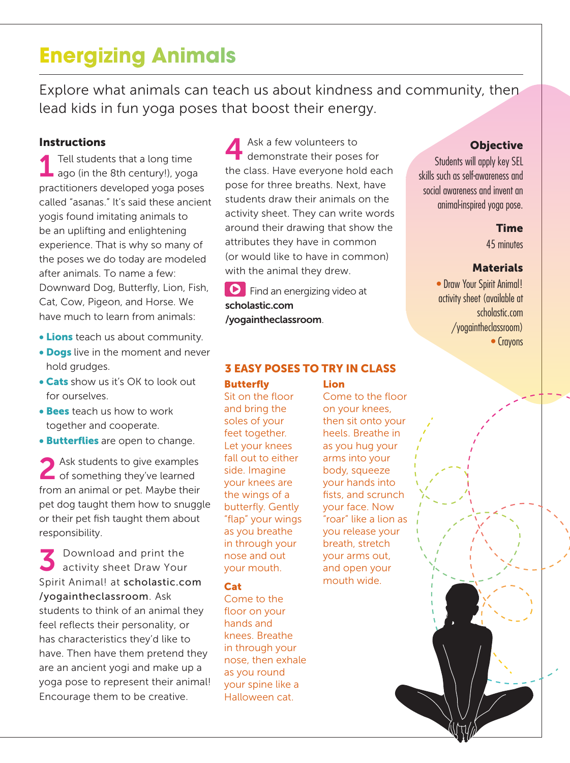# Energizing Animals

Explore what animals can teach us about kindness and community, then lead kids in fun yoga poses that boost their energy.

### Objective

Students will apply key SEL skills such as self-awareness and social awareness and invent an animal-inspired yoga pose.

### Time

45 minutes

### Materials

- Draw Your Spirit Animal! activity sheet (available at scholastic.com/yogaintheclassroom)
- Crayons

## Instructions

**1** Tell students that a long time ago (in the 8th century!), yoga practitioners developed yoga poses called "asanas." It's said these ancient yogis found imitating animals to be an uplifting and enlightening experience. That is why so many of the poses we do today are modeled after animals. To name a few: Downward Dog, Butterfly, Lion, Fish, Cat, Cow, Pigeon, and Horse. We have much to learn from animals:

- **Lions** teach us about community.
- **Dogs** live in the moment and never hold grudges.
- **Cats** show us it's OK to look out for ourselves.
- **Bees** teach us how to work together and cooperate.
- **Butterflies** are open to change.

**2** Ask students to give examples of something they've learned from an animal or pet. Maybe their pet dog taught them how to snuggle or their pet fish taught them about responsibility.

**3** Download and print the activity sheet Draw Your Spirit Animal! at **scholastic.com/yogaintheclassroom**. Ask students to think of an animal they feel reflects their personality, or has characteristics they'd like to have. Then have them pretend they are an ancient yogi and make up a yoga pose to represent their animal! Encourage them to be creative.

**4** Ask a few volunteers to demonstrate their poses for the class. Have everyone hold each pose for three breaths. Next, have students draw their animals on the activity sheet. They can write words around their drawing that show the attributes they have in common (or would like to have in common) with the animal they drew.

Find an energizing video at **scholastic.com/yogaintheclassroom**.

## 3 EASY POSES TO TRY IN CLASS

**Butterfly**
Sit on the floor and bring the soles of your feet together. Let your knees fall out to either side. Imagine your knees are the wings of a butterfly. Gently "flap" your wings as you breathe in through your nose and out your mouth.

**Cat**
Come to the floor on your hands and knees. Breathe in through your nose, then exhale as you round your spine like a Halloween cat.

**Lion**
Come to the floor on your knees, then sit onto your heels. Breathe in as you hug your arms into your body, squeeze your hands into fists, and scrunch your face. Now "roar" like a lion as you release your breath, stretch your arms out, and open your mouth wide.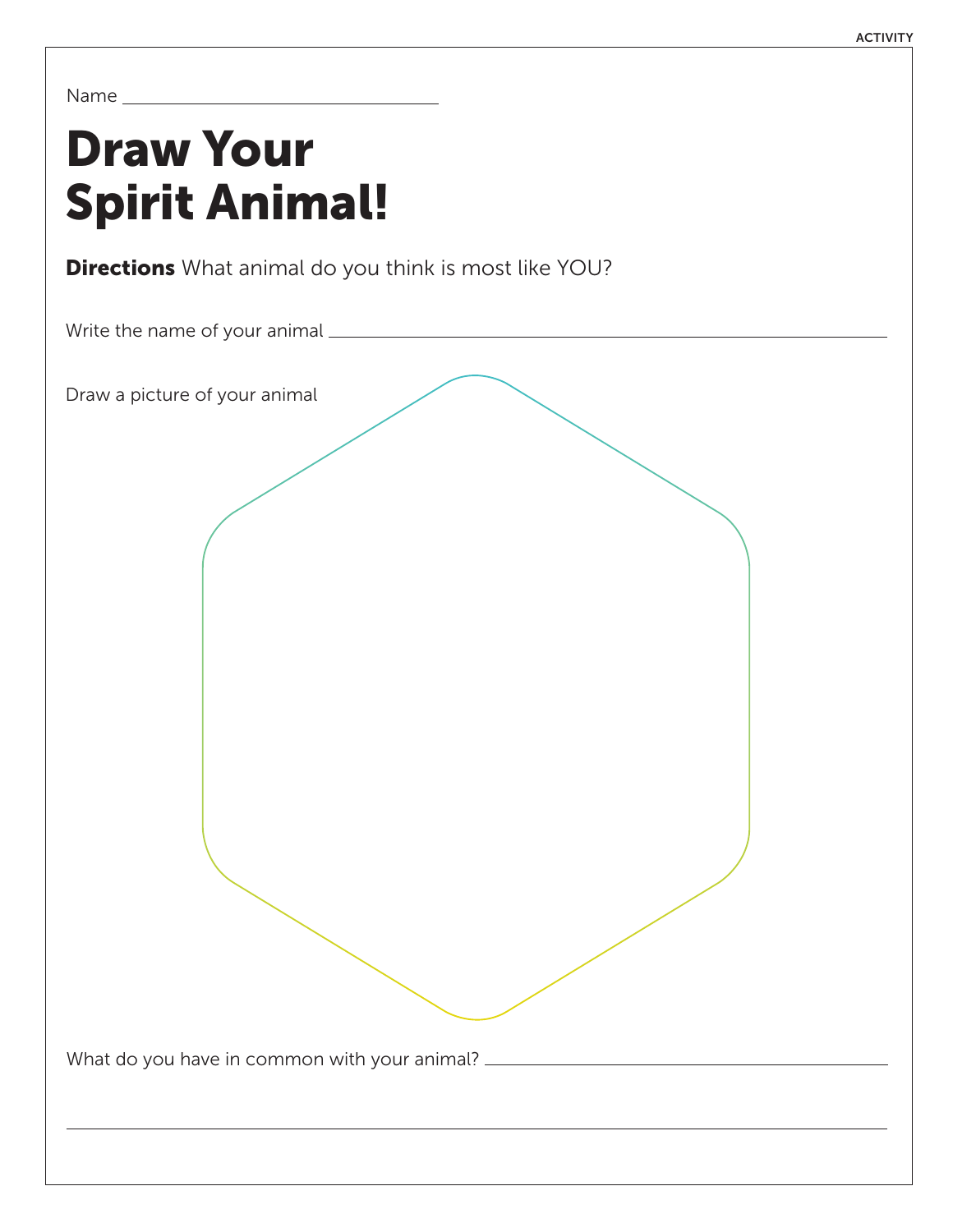Name ______________________________

# Draw Your Spirit Animal!

**Directions** What animal do you think is most like YOU?

Write the name of your animal ______________________________

Draw a picture of your animal

What do you have in common with your animal? ______________________________

______________________________